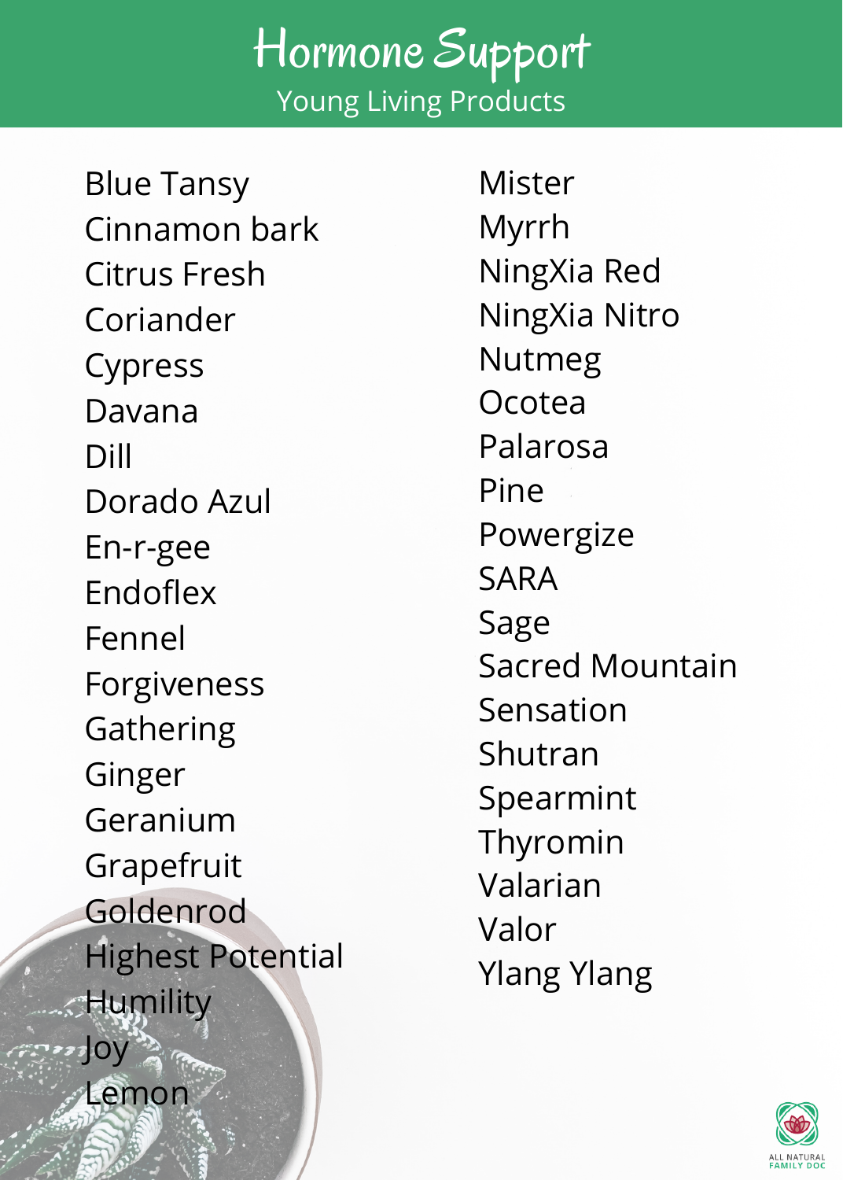# Hormone Support

Young Living Products

- Blue Tansy
- Cinnamon bark
- Citrus Fresh
- Coriander
- Cypress
- Davana
- Dill
- Dorado Azul
- En-r-gee
- Endoflex
- Fennel
- Forgiveness
- Gathering
- Ginger
- Geranium
- Grapefruit
- Goldenrod
- Highest Potential
- Humility
- Joy
- Lemon
- Mister
- Myrrh
- NingXia Red
- NingXia Nitro
- Nutmeg
- Ocotea
- Palarosa
- Pine
- Powergize
- SARA
- Sage
- Sacred Mountain
- Sensation
- Shutran
- Spearmint
- Thyromin
- Valarian
- Valor
- Ylang Ylang

ALL NATURAL FAMILY DOC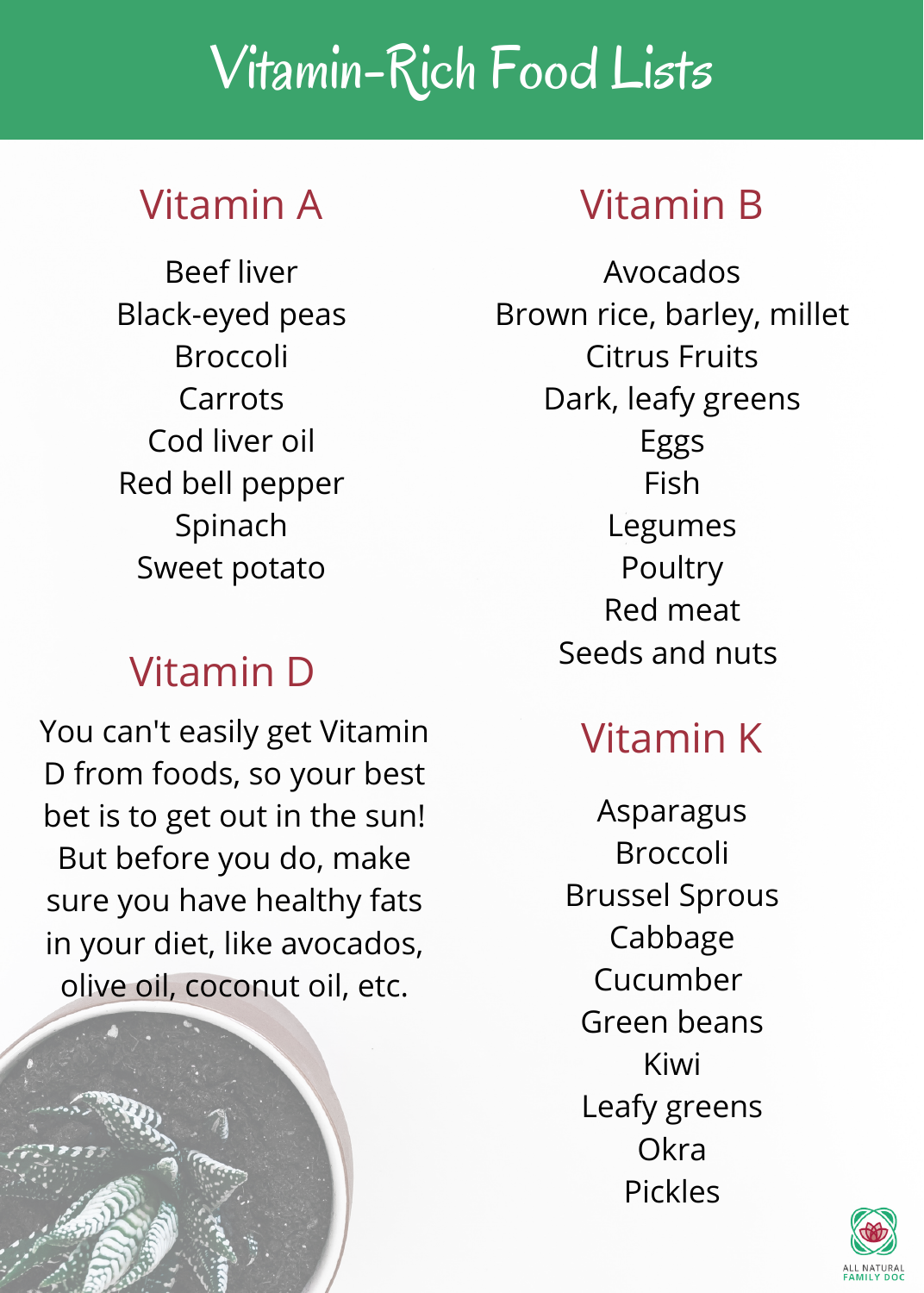# Vitamin-Rich Food Lists

## Vitamin A

Beef liver
Black-eyed peas
Broccoli
Carrots
Cod liver oil
Red bell pepper
Spinach
Sweet potato

## Vitamin D

You can't easily get Vitamin D from foods, so your best bet is to get out in the sun! But before you do, make sure you have healthy fats in your diet, like avocados, olive oil, coconut oil, etc.

## Vitamin B

Avocados
Brown rice, barley, millet
Citrus Fruits
Dark, leafy greens
Eggs
Fish
Legumes
Poultry
Red meat
Seeds and nuts

## Vitamin K

Asparagus
Broccoli
Brussel Sprous
Cabbage
Cucumber
Green beans
Kiwi
Leafy greens
Okra
Pickles

ALL NATURAL FAMILY DOC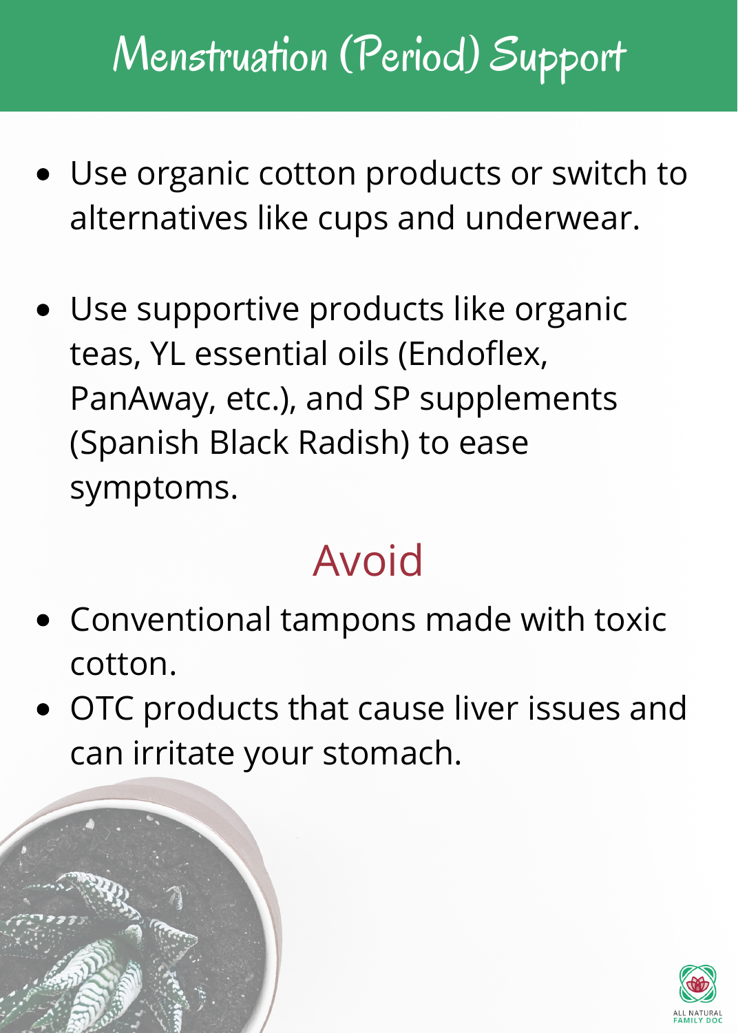# Menstruation (Period) Support

- Use organic cotton products or switch to alternatives like cups and underwear.
- Use supportive products like organic teas, YL essential oils (Endoflex, PanAway, etc.), and SP supplements (Spanish Black Radish) to ease symptoms.

## Avoid

- Conventional tampons made with toxic cotton.
- OTC products that cause liver issues and can irritate your stomach.

ALL NATURAL FAMILY DOC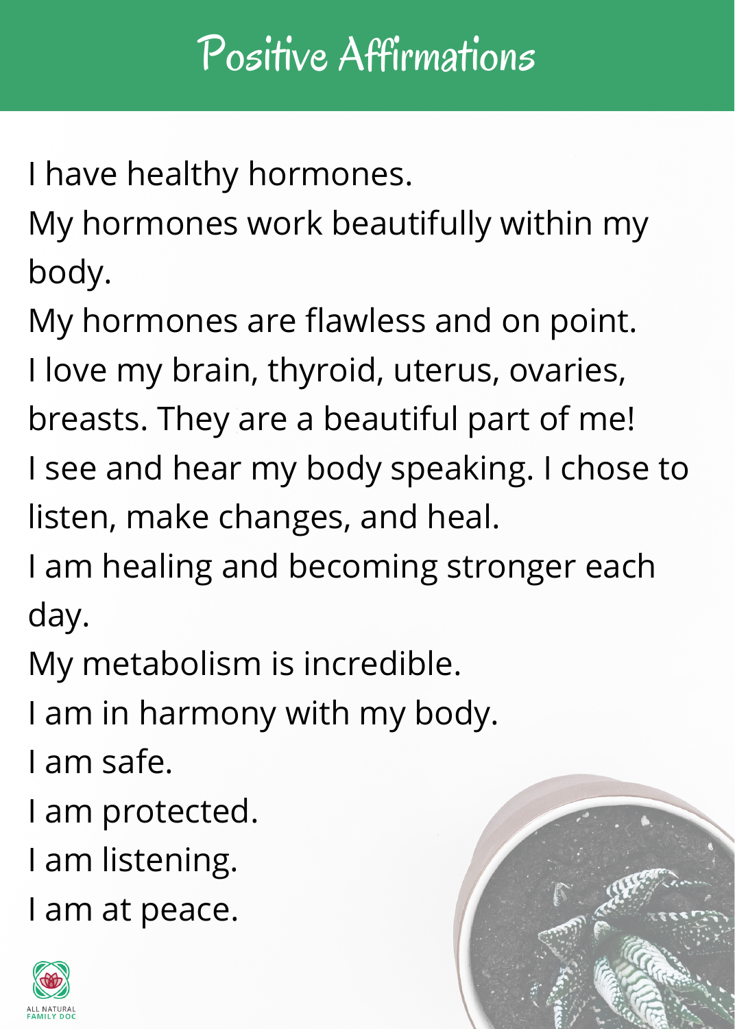# Positive Affirmations

I have healthy hormones.

My hormones work beautifully within my body.

My hormones are flawless and on point.

I love my brain, thyroid, uterus, ovaries, breasts. They are a beautiful part of me!

I see and hear my body speaking. I chose to listen, make changes, and heal.

I am healing and becoming stronger each day.

My metabolism is incredible.

I am in harmony with my body.

I am safe.

I am protected.

I am listening.

I am at peace.

ALL NATURAL FAMILY DOC